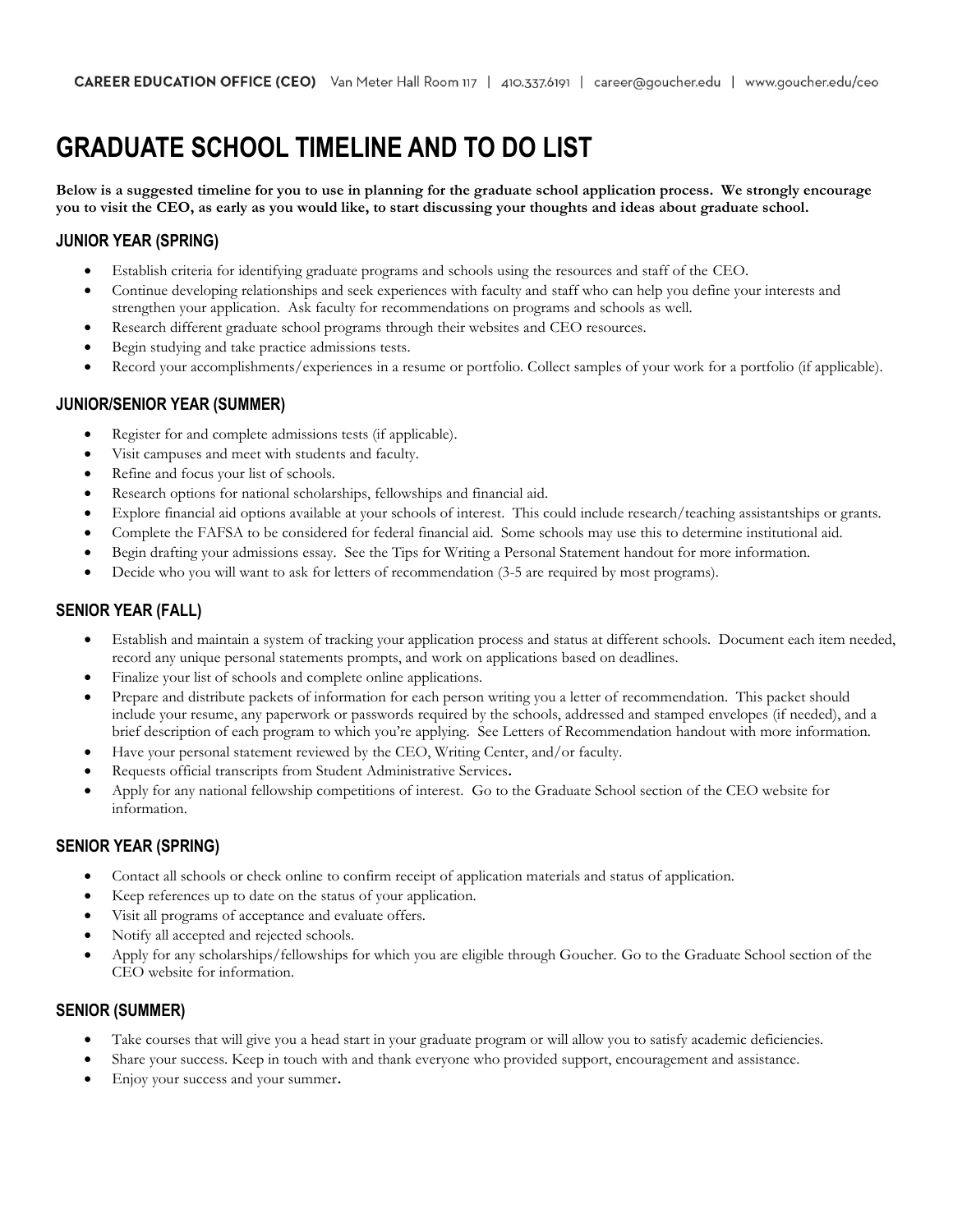**CAREER EDUCATION OFFICE (CEO)** Van Meter Hall Room 117 | 410.337.6191 | career@goucher.edu | www.goucher.edu/ceo

# GRADUATE SCHOOL TIMELINE AND TO DO LIST

**Below is a suggested timeline for you to use in planning for the graduate school application process. We strongly encourage you to visit the CEO, as early as you would like, to start discussing your thoughts and ideas about graduate school.**

## JUNIOR YEAR (SPRING)

- Establish criteria for identifying graduate programs and schools using the resources and staff of the CEO.
- Continue developing relationships and seek experiences with faculty and staff who can help you define your interests and strengthen your application. Ask faculty for recommendations on programs and schools as well.
- Research different graduate school programs through their websites and CEO resources.
- Begin studying and take practice admissions tests.
- Record your accomplishments/experiences in a resume or portfolio. Collect samples of your work for a portfolio (if applicable).

## JUNIOR/SENIOR YEAR (SUMMER)

- Register for and complete admissions tests (if applicable).
- Visit campuses and meet with students and faculty.
- Refine and focus your list of schools.
- Research options for national scholarships, fellowships and financial aid.
- Explore financial aid options available at your schools of interest. This could include research/teaching assistantships or grants.
- Complete the FAFSA to be considered for federal financial aid. Some schools may use this to determine institutional aid.
- Begin drafting your admissions essay. See the Tips for Writing a Personal Statement handout for more information.
- Decide who you will want to ask for letters of recommendation (3-5 are required by most programs).

## SENIOR YEAR (FALL)

- Establish and maintain a system of tracking your application process and status at different schools. Document each item needed, record any unique personal statements prompts, and work on applications based on deadlines.
- Finalize your list of schools and complete online applications.
- Prepare and distribute packets of information for each person writing you a letter of recommendation. This packet should include your resume, any paperwork or passwords required by the schools, addressed and stamped envelopes (if needed), and a brief description of each program to which you're applying. See Letters of Recommendation handout with more information.
- Have your personal statement reviewed by the CEO, Writing Center, and/or faculty.
- Requests official transcripts from Student Administrative Services.
- Apply for any national fellowship competitions of interest. Go to the Graduate School section of the CEO website for information.

## SENIOR YEAR (SPRING)

- Contact all schools or check online to confirm receipt of application materials and status of application.
- Keep references up to date on the status of your application.
- Visit all programs of acceptance and evaluate offers.
- Notify all accepted and rejected schools.
- Apply for any scholarships/fellowships for which you are eligible through Goucher. Go to the Graduate School section of the CEO website for information.

## SENIOR (SUMMER)

- Take courses that will give you a head start in your graduate program or will allow you to satisfy academic deficiencies.
- Share your success. Keep in touch with and thank everyone who provided support, encouragement and assistance.
- Enjoy your success and your summer.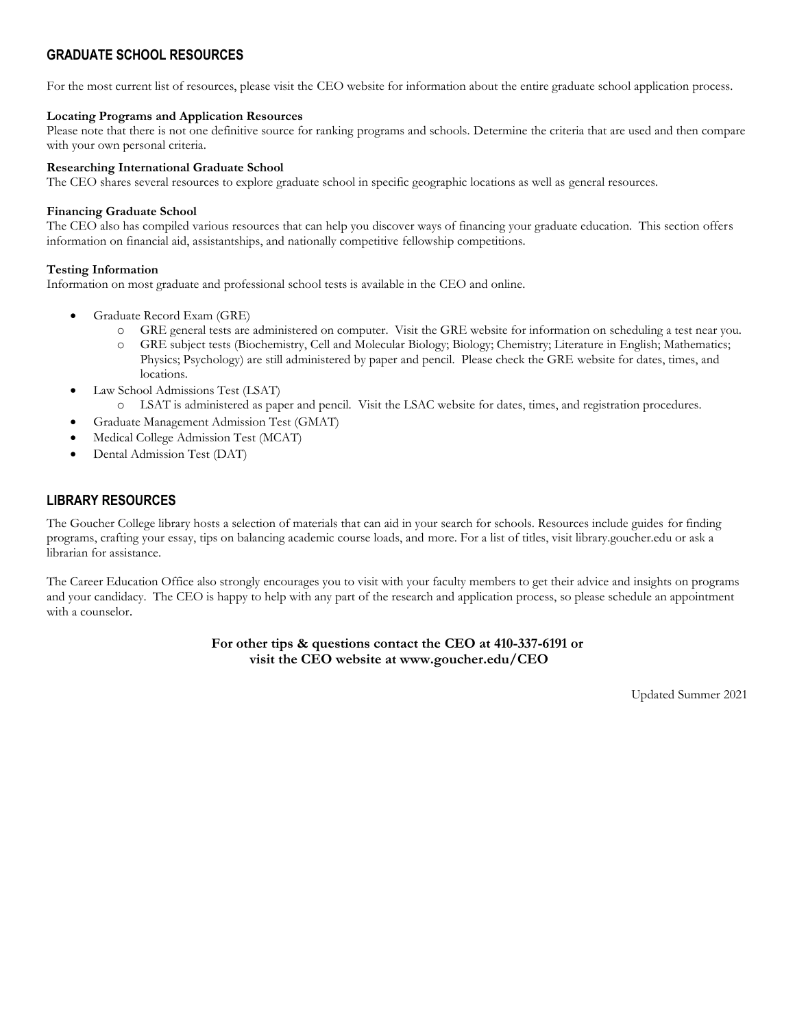## GRADUATE SCHOOL RESOURCES

For the most current list of resources, please visit the CEO website for information about the entire graduate school application process.

**Locating Programs and Application Resources**
Please note that there is not one definitive source for ranking programs and schools. Determine the criteria that are used and then compare with your own personal criteria.

**Researching International Graduate School**
The CEO shares several resources to explore graduate school in specific geographic locations as well as general resources.

**Financing Graduate School**
The CEO also has compiled various resources that can help you discover ways of financing your graduate education. This section offers information on financial aid, assistantships, and nationally competitive fellowship competitions.

**Testing Information**
Information on most graduate and professional school tests is available in the CEO and online.

- Graduate Record Exam (GRE)
  - GRE general tests are administered on computer. Visit the GRE website for information on scheduling a test near you.
  - GRE subject tests (Biochemistry, Cell and Molecular Biology; Biology; Chemistry; Literature in English; Mathematics; Physics; Psychology) are still administered by paper and pencil. Please check the GRE website for dates, times, and locations.
- Law School Admissions Test (LSAT)
  - LSAT is administered as paper and pencil. Visit the LSAC website for dates, times, and registration procedures.
- Graduate Management Admission Test (GMAT)
- Medical College Admission Test (MCAT)
- Dental Admission Test (DAT)

## LIBRARY RESOURCES

The Goucher College library hosts a selection of materials that can aid in your search for schools. Resources include guides for finding programs, crafting your essay, tips on balancing academic course loads, and more. For a list of titles, visit library.goucher.edu or ask a librarian for assistance.

The Career Education Office also strongly encourages you to visit with your faculty members to get their advice and insights on programs and your candidacy. The CEO is happy to help with any part of the research and application process, so please schedule an appointment with a counselor.

**For other tips & questions contact the CEO at 410-337-6191 or visit the CEO website at www.goucher.edu/CEO**

Updated Summer 2021